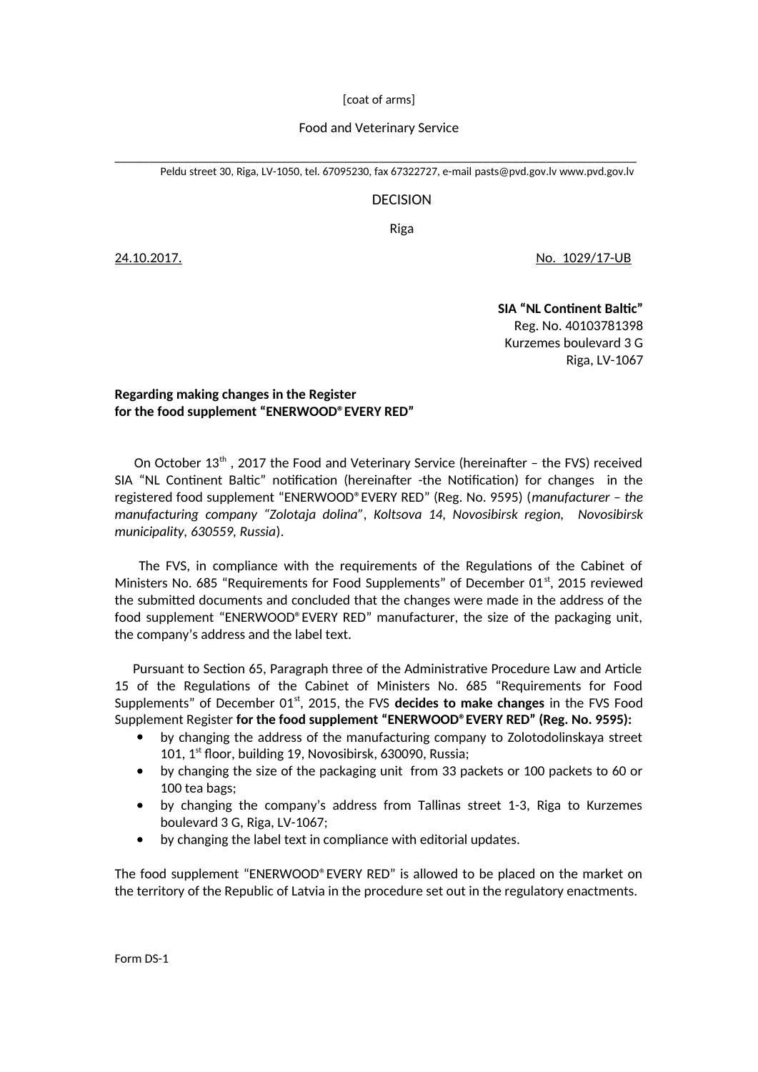[coat of arms]

Food and Veterinary Service

Peldu street 30, Riga, LV-1050, tel. 67095230, fax 67322727, e-mail pasts@pvd.gov.lv www.pvd.gov.lv

# DECISION

Riga

24.10.2017. No. 1029/17-UB

**SIA "NL Continent Baltic"**
Reg. No. 40103781398
Kurzemes boulevard 3 G
Riga, LV-1067

**Regarding making changes in the Register for the food supplement "ENERWOOD® EVERY RED"**

On October 13th , 2017 the Food and Veterinary Service (hereinafter – the FVS) received SIA "NL Continent Baltic" notification (hereinafter -the Notification) for changes in the registered food supplement "ENERWOOD® EVERY RED" (Reg. No. 9595) (*manufacturer – the manufacturing company "Zolotaja dolina", Koltsova 14, Novosibirsk region, Novosibirsk municipality, 630559, Russia*).

The FVS, in compliance with the requirements of the Regulations of the Cabinet of Ministers No. 685 "Requirements for Food Supplements" of December 01st, 2015 reviewed the submitted documents and concluded that the changes were made in the address of the food supplement "ENERWOOD® EVERY RED" manufacturer, the size of the packaging unit, the company's address and the label text.

Pursuant to Section 65, Paragraph three of the Administrative Procedure Law and Article 15 of the Regulations of the Cabinet of Ministers No. 685 "Requirements for Food Supplements" of December 01st, 2015, the FVS **decides to make changes** in the FVS Food Supplement Register **for the food supplement "ENERWOOD® EVERY RED" (Reg. No. 9595):**

- by changing the address of the manufacturing company to Zolotodolinskaya street 101, 1st floor, building 19, Novosibirsk, 630090, Russia;
- by changing the size of the packaging unit from 33 packets or 100 packets to 60 or 100 tea bags;
- by changing the company's address from Tallinas street 1-3, Riga to Kurzemes boulevard 3 G, Riga, LV-1067;
- by changing the label text in compliance with editorial updates.

The food supplement "ENERWOOD® EVERY RED" is allowed to be placed on the market on the territory of the Republic of Latvia in the procedure set out in the regulatory enactments.

Form DS-1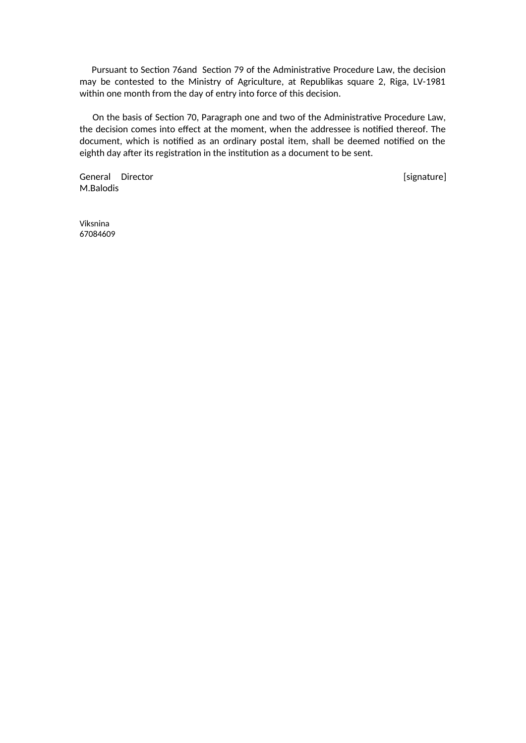Pursuant to Section 76and  Section 79 of the Administrative Procedure Law, the decision may be contested to the Ministry of Agriculture, at Republikas square 2, Riga, LV-1981 within one month from the day of entry into force of this decision.

On the basis of Section 70, Paragraph one and two of the Administrative Procedure Law, the decision comes into effect at the moment, when the addressee is notified thereof. The document, which is notified as an ordinary postal item, shall be deemed notified on the eighth day after its registration in the institution as a document to be sent.

General Director [signature] M.Balodis

Viksnina
67084609